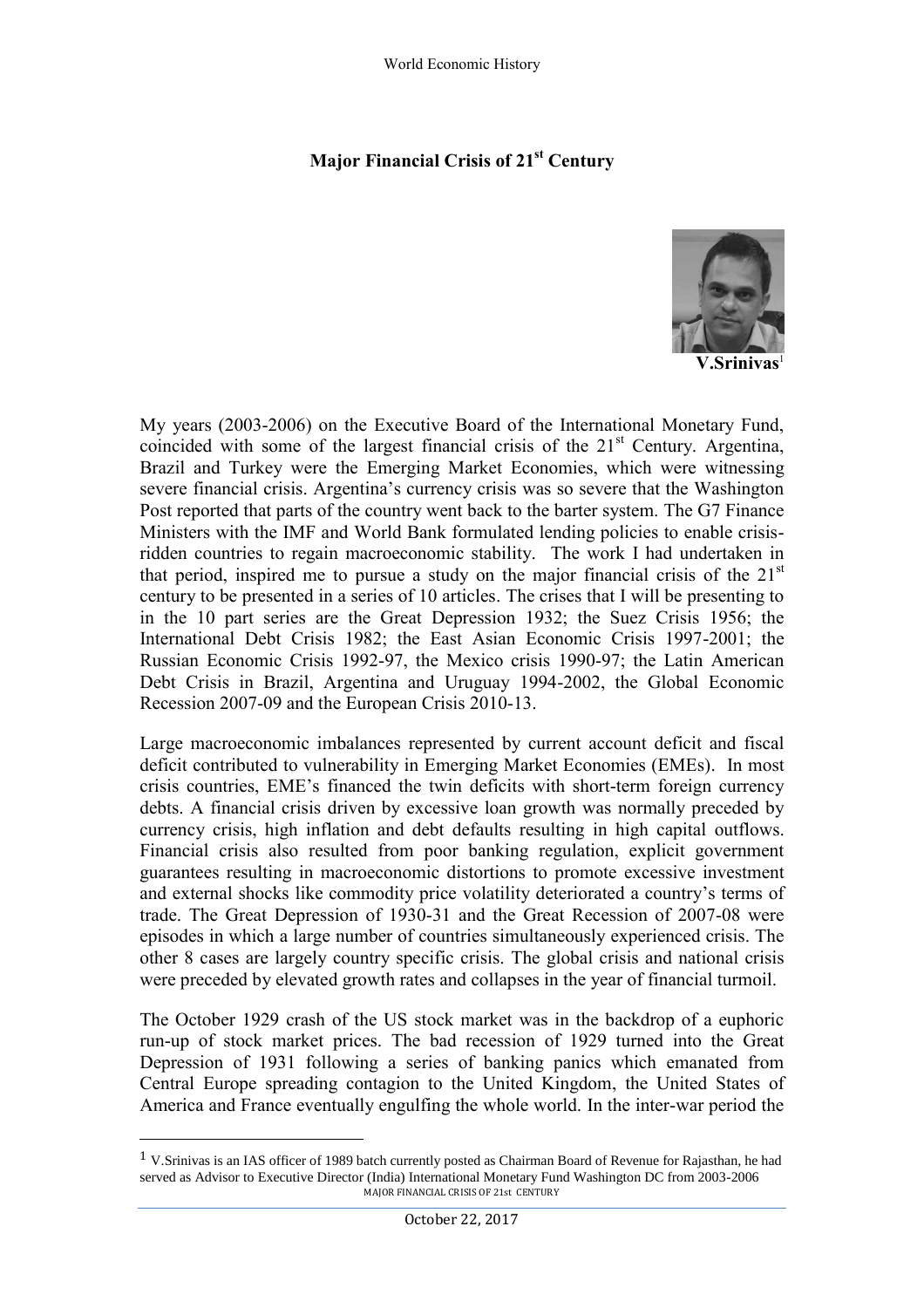# Major Financial Crisis of 21st Century

**V.Srinivas**[1]

My years (2003-2006) on the Executive Board of the International Monetary Fund, coincided with some of the largest financial crisis of the 21st Century. Argentina, Brazil and Turkey were the Emerging Market Economies, which were witnessing severe financial crisis. Argentina's currency crisis was so severe that the Washington Post reported that parts of the country went back to the barter system. The G7 Finance Ministers with the IMF and World Bank formulated lending policies to enable crisis-ridden countries to regain macroeconomic stability. The work I had undertaken in that period, inspired me to pursue a study on the major financial crisis of the 21st century to be presented in a series of 10 articles. The crises that I will be presenting to in the 10 part series are the Great Depression 1932; the Suez Crisis 1956; the International Debt Crisis 1982; the East Asian Economic Crisis 1997-2001; the Russian Economic Crisis 1992-97, the Mexico crisis 1990-97; the Latin American Debt Crisis in Brazil, Argentina and Uruguay 1994-2002, the Global Economic Recession 2007-09 and the European Crisis 2010-13.

Large macroeconomic imbalances represented by current account deficit and fiscal deficit contributed to vulnerability in Emerging Market Economies (EMEs). In most crisis countries, EME's financed the twin deficits with short-term foreign currency debts. A financial crisis driven by excessive loan growth was normally preceded by currency crisis, high inflation and debt defaults resulting in high capital outflows. Financial crisis also resulted from poor banking regulation, explicit government guarantees resulting in macroeconomic distortions to promote excessive investment and external shocks like commodity price volatility deteriorated a country's terms of trade. The Great Depression of 1930-31 and the Great Recession of 2007-08 were episodes in which a large number of countries simultaneously experienced crisis. The other 8 cases are largely country specific crisis. The global crisis and national crisis were preceded by elevated growth rates and collapses in the year of financial turmoil.

The October 1929 crash of the US stock market was in the backdrop of a euphoric run-up of stock market prices. The bad recession of 1929 turned into the Great Depression of 1931 following a series of banking panics which emanated from Central Europe spreading contagion to the United Kingdom, the United States of America and France eventually engulfing the whole world. In the inter-war period the

---

[1] V.Srinivas is an IAS officer of 1989 batch currently posted as Chairman Board of Revenue for Rajasthan, he had served as Advisor to Executive Director (India) International Monetary Fund Washington DC from 2003-2006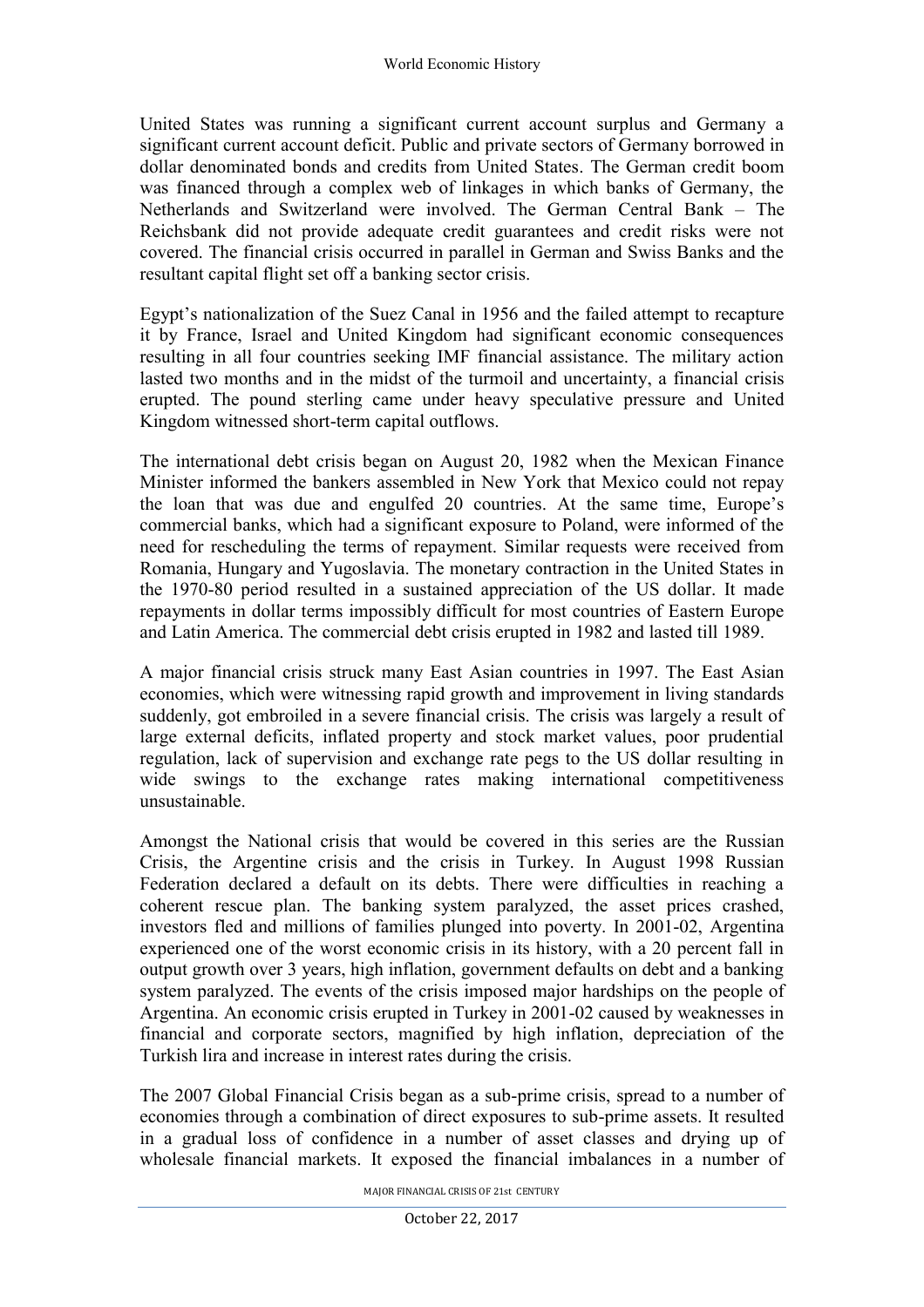United States was running a significant current account surplus and Germany a significant current account deficit. Public and private sectors of Germany borrowed in dollar denominated bonds and credits from United States. The German credit boom was financed through a complex web of linkages in which banks of Germany, the Netherlands and Switzerland were involved. The German Central Bank – The Reichsbank did not provide adequate credit guarantees and credit risks were not covered. The financial crisis occurred in parallel in German and Swiss Banks and the resultant capital flight set off a banking sector crisis.

Egypt's nationalization of the Suez Canal in 1956 and the failed attempt to recapture it by France, Israel and United Kingdom had significant economic consequences resulting in all four countries seeking IMF financial assistance. The military action lasted two months and in the midst of the turmoil and uncertainty, a financial crisis erupted. The pound sterling came under heavy speculative pressure and United Kingdom witnessed short-term capital outflows.

The international debt crisis began on August 20, 1982 when the Mexican Finance Minister informed the bankers assembled in New York that Mexico could not repay the loan that was due and engulfed 20 countries. At the same time, Europe's commercial banks, which had a significant exposure to Poland, were informed of the need for rescheduling the terms of repayment. Similar requests were received from Romania, Hungary and Yugoslavia. The monetary contraction in the United States in the 1970-80 period resulted in a sustained appreciation of the US dollar. It made repayments in dollar terms impossibly difficult for most countries of Eastern Europe and Latin America. The commercial debt crisis erupted in 1982 and lasted till 1989.

A major financial crisis struck many East Asian countries in 1997. The East Asian economies, which were witnessing rapid growth and improvement in living standards suddenly, got embroiled in a severe financial crisis. The crisis was largely a result of large external deficits, inflated property and stock market values, poor prudential regulation, lack of supervision and exchange rate pegs to the US dollar resulting in wide swings to the exchange rates making international competitiveness unsustainable.

Amongst the National crisis that would be covered in this series are the Russian Crisis, the Argentine crisis and the crisis in Turkey. In August 1998 Russian Federation declared a default on its debts. There were difficulties in reaching a coherent rescue plan. The banking system paralyzed, the asset prices crashed, investors fled and millions of families plunged into poverty. In 2001-02, Argentina experienced one of the worst economic crisis in its history, with a 20 percent fall in output growth over 3 years, high inflation, government defaults on debt and a banking system paralyzed. The events of the crisis imposed major hardships on the people of Argentina. An economic crisis erupted in Turkey in 2001-02 caused by weaknesses in financial and corporate sectors, magnified by high inflation, depreciation of the Turkish lira and increase in interest rates during the crisis.

The 2007 Global Financial Crisis began as a sub-prime crisis, spread to a number of economies through a combination of direct exposures to sub-prime assets. It resulted in a gradual loss of confidence in a number of asset classes and drying up of wholesale financial markets. It exposed the financial imbalances in a number of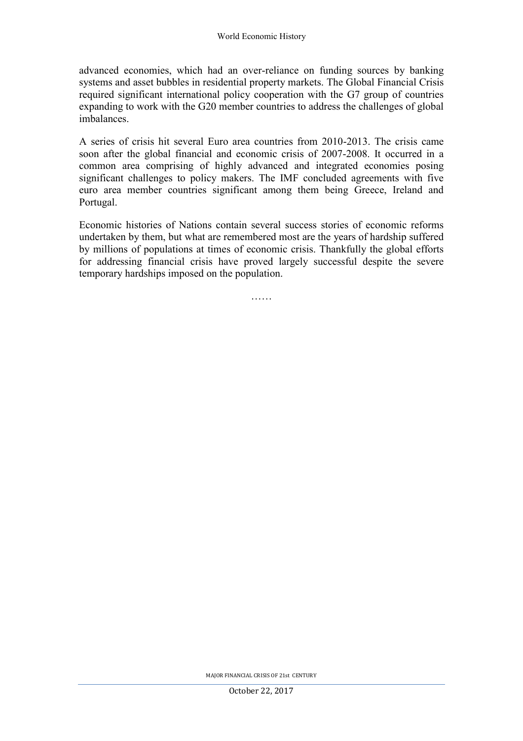advanced economies, which had an over-reliance on funding sources by banking systems and asset bubbles in residential property markets. The Global Financial Crisis required significant international policy cooperation with the G7 group of countries expanding to work with the G20 member countries to address the challenges of global imbalances.

A series of crisis hit several Euro area countries from 2010-2013. The crisis came soon after the global financial and economic crisis of 2007-2008. It occurred in a common area comprising of highly advanced and integrated economies posing significant challenges to policy makers. The IMF concluded agreements with five euro area member countries significant among them being Greece, Ireland and Portugal.

Economic histories of Nations contain several success stories of economic reforms undertaken by them, but what are remembered most are the years of hardship suffered by millions of populations at times of economic crisis. Thankfully the global efforts for addressing financial crisis have proved largely successful despite the severe temporary hardships imposed on the population.

……